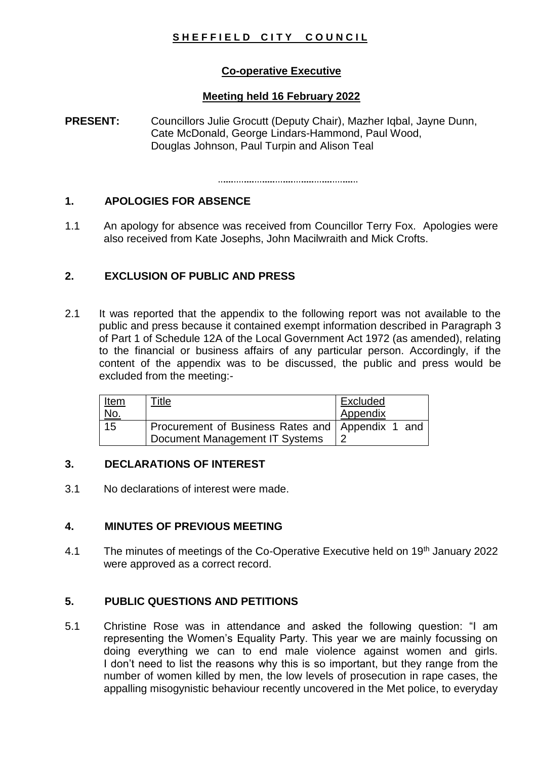# SHEFFIELD CITY COUNCIL

## Co-operative Executive

### Meeting held 16 February 2022

**PRESENT:** Councillors Julie Grocutt (Deputy Chair), Mazher Iqbal, Jayne Dunn, Cate McDonald, George Lindars-Hammond, Paul Wood, Douglas Johnson, Paul Turpin and Alison Teal

.......................................................

## 1. APOLOGIES FOR ABSENCE

1.1 An apology for absence was received from Councillor Terry Fox. Apologies were also received from Kate Josephs, John Macilwraith and Mick Crofts.

## 2. EXCLUSION OF PUBLIC AND PRESS

2.1 It was reported that the appendix to the following report was not available to the public and press because it contained exempt information described in Paragraph 3 of Part 1 of Schedule 12A of the Local Government Act 1972 (as amended), relating to the financial or business affairs of any particular person. Accordingly, if the content of the appendix was to be discussed, the public and press would be excluded from the meeting:-

| Item No. | Title | Excluded Appendix |
|---|---|---|
| 15 | Procurement of Business Rates and Document Management IT Systems | Appendix 1 and 2 |

## 3. DECLARATIONS OF INTEREST

3.1 No declarations of interest were made.

## 4. MINUTES OF PREVIOUS MEETING

4.1 The minutes of meetings of the Co-Operative Executive held on 19th January 2022 were approved as a correct record.

## 5. PUBLIC QUESTIONS AND PETITIONS

5.1 Christine Rose was in attendance and asked the following question: "I am representing the Women's Equality Party. This year we are mainly focussing on doing everything we can to end male violence against women and girls. I don't need to list the reasons why this is so important, but they range from the number of women killed by men, the low levels of prosecution in rape cases, the appalling misogynistic behaviour recently uncovered in the Met police, to everyday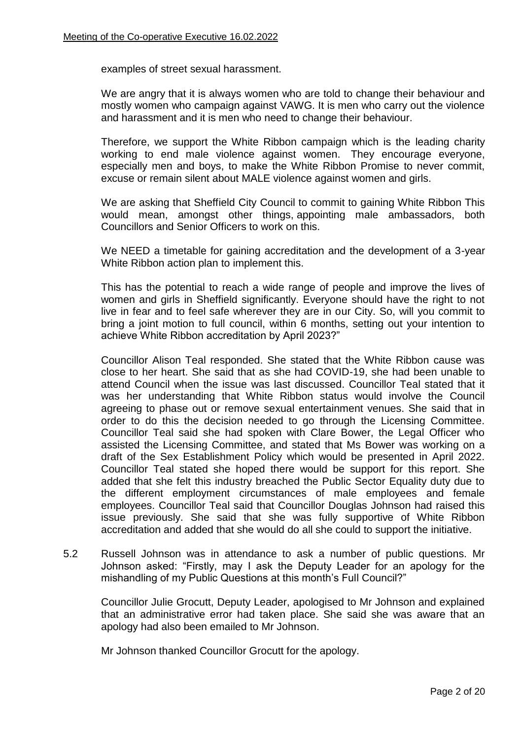examples of street sexual harassment.

We are angry that it is always women who are told to change their behaviour and mostly women who campaign against VAWG. It is men who carry out the violence and harassment and it is men who need to change their behaviour.

Therefore, we support the White Ribbon campaign which is the leading charity working to end male violence against women. They encourage everyone, especially men and boys, to make the White Ribbon Promise to never commit, excuse or remain silent about MALE violence against women and girls.

We are asking that Sheffield City Council to commit to gaining White Ribbon This would mean, amongst other things, appointing male ambassadors, both Councillors and Senior Officers to work on this.

We NEED a timetable for gaining accreditation and the development of a 3-year White Ribbon action plan to implement this.

This has the potential to reach a wide range of people and improve the lives of women and girls in Sheffield significantly. Everyone should have the right to not live in fear and to feel safe wherever they are in our City. So, will you commit to bring a joint motion to full council, within 6 months, setting out your intention to achieve White Ribbon accreditation by April 2023?"

Councillor Alison Teal responded. She stated that the White Ribbon cause was close to her heart. She said that as she had COVID-19, she had been unable to attend Council when the issue was last discussed. Councillor Teal stated that it was her understanding that White Ribbon status would involve the Council agreeing to phase out or remove sexual entertainment venues. She said that in order to do this the decision needed to go through the Licensing Committee. Councillor Teal said she had spoken with Clare Bower, the Legal Officer who assisted the Licensing Committee, and stated that Ms Bower was working on a draft of the Sex Establishment Policy which would be presented in April 2022. Councillor Teal stated she hoped there would be support for this report. She added that she felt this industry breached the Public Sector Equality duty due to the different employment circumstances of male employees and female employees. Councillor Teal said that Councillor Douglas Johnson had raised this issue previously. She said that she was fully supportive of White Ribbon accreditation and added that she would do all she could to support the initiative.

5.2 Russell Johnson was in attendance to ask a number of public questions. Mr Johnson asked: "Firstly, may I ask the Deputy Leader for an apology for the mishandling of my Public Questions at this month's Full Council?"

Councillor Julie Grocutt, Deputy Leader, apologised to Mr Johnson and explained that an administrative error had taken place. She said she was aware that an apology had also been emailed to Mr Johnson.

Mr Johnson thanked Councillor Grocutt for the apology.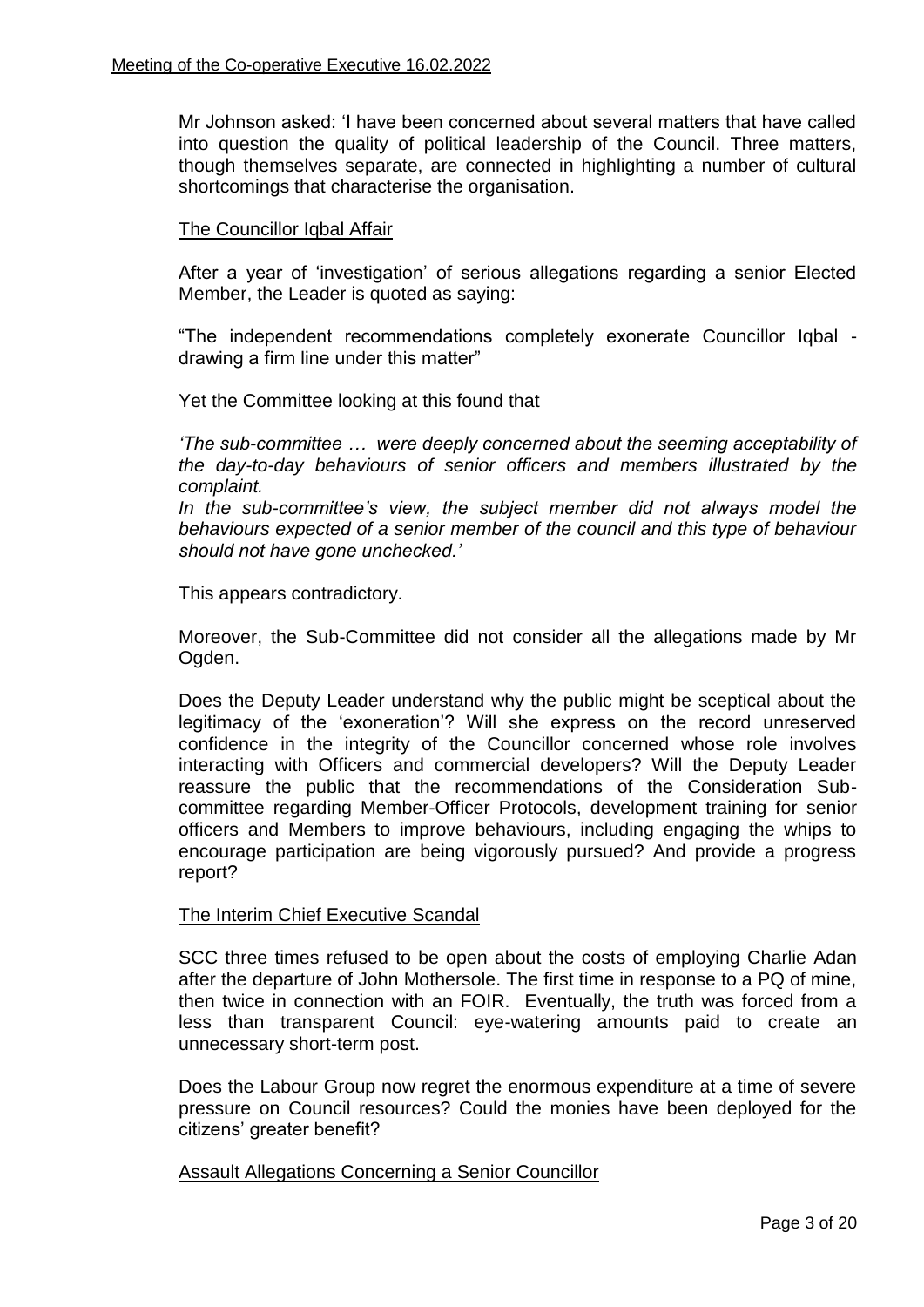Mr Johnson asked: 'I have been concerned about several matters that have called into question the quality of political leadership of the Council. Three matters, though themselves separate, are connected in highlighting a number of cultural shortcomings that characterise the organisation.

The Councillor Iqbal Affair

After a year of 'investigation' of serious allegations regarding a senior Elected Member, the Leader is quoted as saying:

"The independent recommendations completely exonerate Councillor Iqbal - drawing a firm line under this matter"

Yet the Committee looking at this found that

*'The sub-committee … were deeply concerned about the seeming acceptability of the day-to-day behaviours of senior officers and members illustrated by the complaint.*
*In the sub-committee's view, the subject member did not always model the behaviours expected of a senior member of the council and this type of behaviour should not have gone unchecked.'*

This appears contradictory.

Moreover, the Sub-Committee did not consider all the allegations made by Mr Ogden.

Does the Deputy Leader understand why the public might be sceptical about the legitimacy of the 'exoneration'? Will she express on the record unreserved confidence in the integrity of the Councillor concerned whose role involves interacting with Officers and commercial developers? Will the Deputy Leader reassure the public that the recommendations of the Consideration Sub-committee regarding Member-Officer Protocols, development training for senior officers and Members to improve behaviours, including engaging the whips to encourage participation are being vigorously pursued? And provide a progress report?

The Interim Chief Executive Scandal

SCC three times refused to be open about the costs of employing Charlie Adan after the departure of John Mothersole. The first time in response to a PQ of mine, then twice in connection with an FOIR. Eventually, the truth was forced from a less than transparent Council: eye-watering amounts paid to create an unnecessary short-term post.

Does the Labour Group now regret the enormous expenditure at a time of severe pressure on Council resources? Could the monies have been deployed for the citizens' greater benefit?

Assault Allegations Concerning a Senior Councillor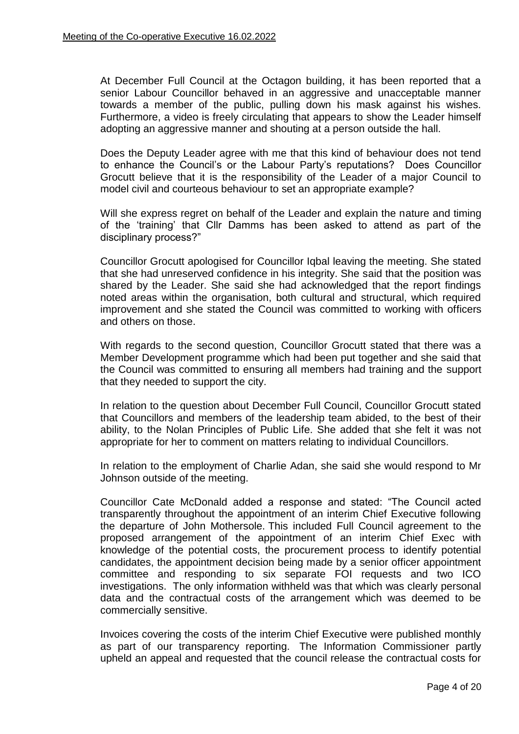At December Full Council at the Octagon building, it has been reported that a senior Labour Councillor behaved in an aggressive and unacceptable manner towards a member of the public, pulling down his mask against his wishes. Furthermore, a video is freely circulating that appears to show the Leader himself adopting an aggressive manner and shouting at a person outside the hall.

Does the Deputy Leader agree with me that this kind of behaviour does not tend to enhance the Council's or the Labour Party's reputations? Does Councillor Grocutt believe that it is the responsibility of the Leader of a major Council to model civil and courteous behaviour to set an appropriate example?

Will she express regret on behalf of the Leader and explain the nature and timing of the 'training' that Cllr Damms has been asked to attend as part of the disciplinary process?"

Councillor Grocutt apologised for Councillor Iqbal leaving the meeting. She stated that she had unreserved confidence in his integrity. She said that the position was shared by the Leader. She said she had acknowledged that the report findings noted areas within the organisation, both cultural and structural, which required improvement and she stated the Council was committed to working with officers and others on those.

With regards to the second question, Councillor Grocutt stated that there was a Member Development programme which had been put together and she said that the Council was committed to ensuring all members had training and the support that they needed to support the city.

In relation to the question about December Full Council, Councillor Grocutt stated that Councillors and members of the leadership team abided, to the best of their ability, to the Nolan Principles of Public Life. She added that she felt it was not appropriate for her to comment on matters relating to individual Councillors.

In relation to the employment of Charlie Adan, she said she would respond to Mr Johnson outside of the meeting.

Councillor Cate McDonald added a response and stated: "The Council acted transparently throughout the appointment of an interim Chief Executive following the departure of John Mothersole. This included Full Council agreement to the proposed arrangement of the appointment of an interim Chief Exec with knowledge of the potential costs, the procurement process to identify potential candidates, the appointment decision being made by a senior officer appointment committee and responding to six separate FOI requests and two ICO investigations. The only information withheld was that which was clearly personal data and the contractual costs of the arrangement which was deemed to be commercially sensitive.

Invoices covering the costs of the interim Chief Executive were published monthly as part of our transparency reporting. The Information Commissioner partly upheld an appeal and requested that the council release the contractual costs for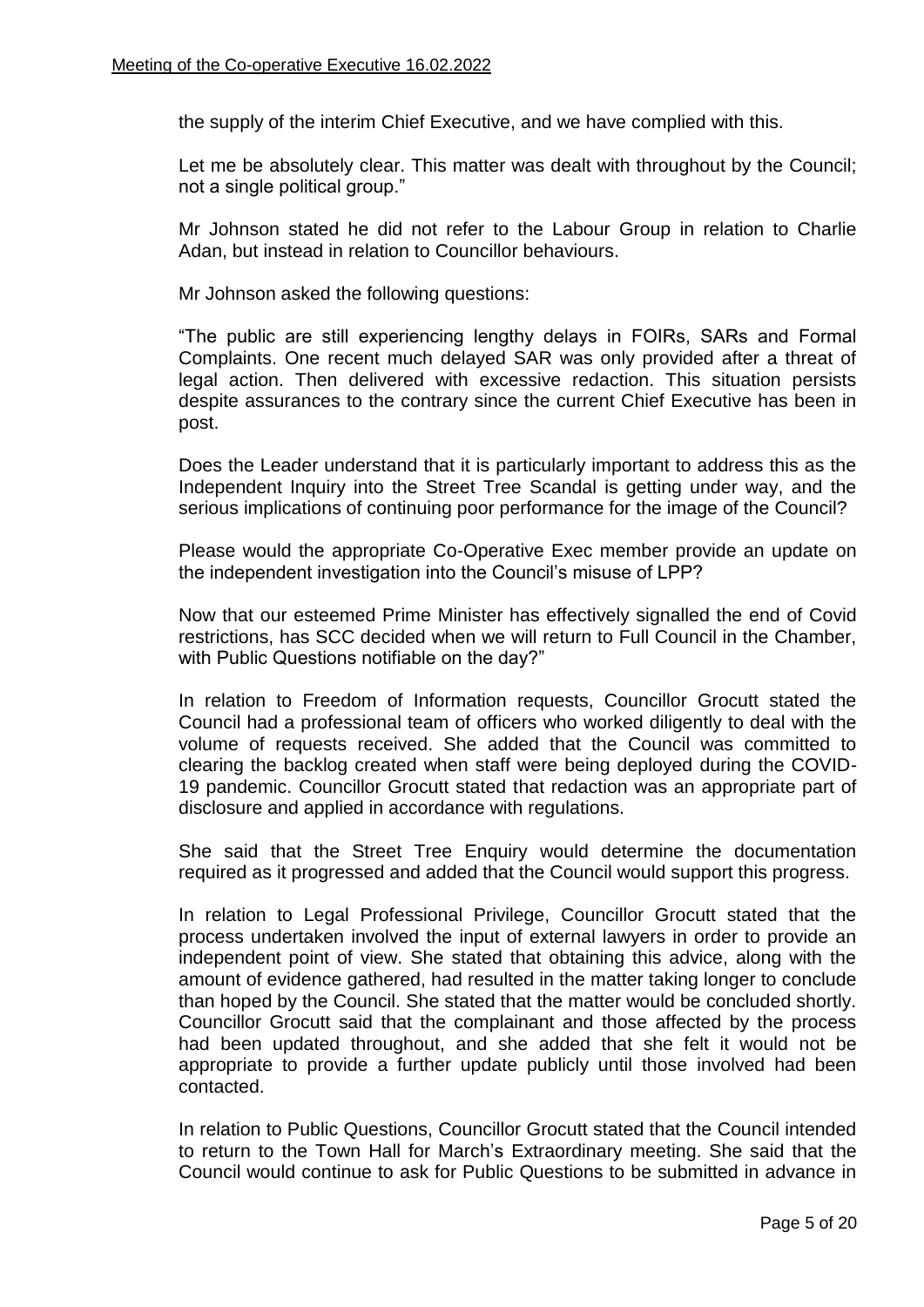the supply of the interim Chief Executive, and we have complied with this.

Let me be absolutely clear. This matter was dealt with throughout by the Council; not a single political group."

Mr Johnson stated he did not refer to the Labour Group in relation to Charlie Adan, but instead in relation to Councillor behaviours.

Mr Johnson asked the following questions:

"The public are still experiencing lengthy delays in FOIRs, SARs and Formal Complaints. One recent much delayed SAR was only provided after a threat of legal action. Then delivered with excessive redaction. This situation persists despite assurances to the contrary since the current Chief Executive has been in post.

Does the Leader understand that it is particularly important to address this as the Independent Inquiry into the Street Tree Scandal is getting under way, and the serious implications of continuing poor performance for the image of the Council?

Please would the appropriate Co-Operative Exec member provide an update on the independent investigation into the Council's misuse of LPP?

Now that our esteemed Prime Minister has effectively signalled the end of Covid restrictions, has SCC decided when we will return to Full Council in the Chamber, with Public Questions notifiable on the day?"

In relation to Freedom of Information requests, Councillor Grocutt stated the Council had a professional team of officers who worked diligently to deal with the volume of requests received. She added that the Council was committed to clearing the backlog created when staff were being deployed during the COVID-19 pandemic. Councillor Grocutt stated that redaction was an appropriate part of disclosure and applied in accordance with regulations.

She said that the Street Tree Enquiry would determine the documentation required as it progressed and added that the Council would support this progress.

In relation to Legal Professional Privilege, Councillor Grocutt stated that the process undertaken involved the input of external lawyers in order to provide an independent point of view. She stated that obtaining this advice, along with the amount of evidence gathered, had resulted in the matter taking longer to conclude than hoped by the Council. She stated that the matter would be concluded shortly. Councillor Grocutt said that the complainant and those affected by the process had been updated throughout, and she added that she felt it would not be appropriate to provide a further update publicly until those involved had been contacted.

In relation to Public Questions, Councillor Grocutt stated that the Council intended to return to the Town Hall for March's Extraordinary meeting. She said that the Council would continue to ask for Public Questions to be submitted in advance in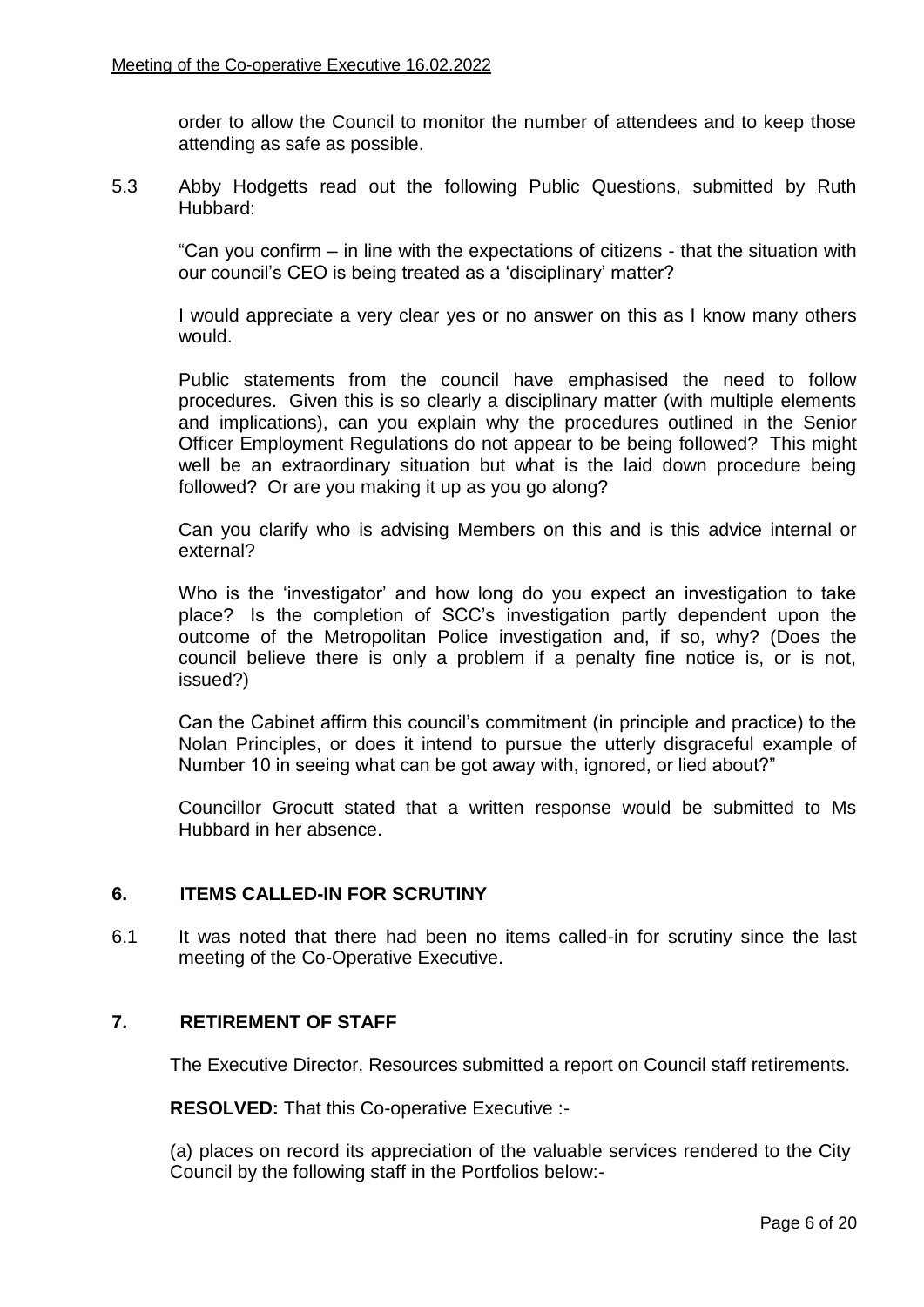order to allow the Council to monitor the number of attendees and to keep those attending as safe as possible.

5.3 Abby Hodgetts read out the following Public Questions, submitted by Ruth Hubbard:

"Can you confirm – in line with the expectations of citizens - that the situation with our council's CEO is being treated as a 'disciplinary' matter?

I would appreciate a very clear yes or no answer on this as I know many others would.

Public statements from the council have emphasised the need to follow procedures. Given this is so clearly a disciplinary matter (with multiple elements and implications), can you explain why the procedures outlined in the Senior Officer Employment Regulations do not appear to be being followed? This might well be an extraordinary situation but what is the laid down procedure being followed? Or are you making it up as you go along?

Can you clarify who is advising Members on this and is this advice internal or external?

Who is the 'investigator' and how long do you expect an investigation to take place? Is the completion of SCC's investigation partly dependent upon the outcome of the Metropolitan Police investigation and, if so, why? (Does the council believe there is only a problem if a penalty fine notice is, or is not, issued?)

Can the Cabinet affirm this council's commitment (in principle and practice) to the Nolan Principles, or does it intend to pursue the utterly disgraceful example of Number 10 in seeing what can be got away with, ignored, or lied about?"

Councillor Grocutt stated that a written response would be submitted to Ms Hubbard in her absence.

## 6. ITEMS CALLED-IN FOR SCRUTINY

6.1 It was noted that there had been no items called-in for scrutiny since the last meeting of the Co-Operative Executive.

## 7. RETIREMENT OF STAFF

The Executive Director, Resources submitted a report on Council staff retirements.

**RESOLVED:** That this Co-operative Executive :-

(a) places on record its appreciation of the valuable services rendered to the City Council by the following staff in the Portfolios below:-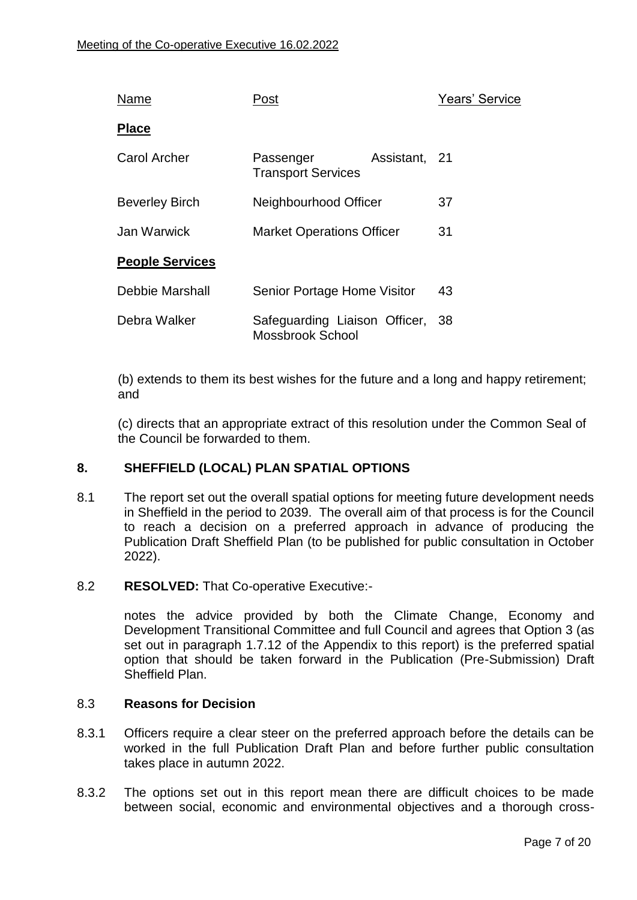| Name | Post | Years' Service |
| --- | --- | --- |
| **Place** | | |
| Carol Archer | Passenger Assistant, Transport Services | 21 |
| Beverley Birch | Neighbourhood Officer | 37 |
| Jan Warwick | Market Operations Officer | 31 |
| **People Services** | | |
| Debbie Marshall | Senior Portage Home Visitor | 43 |
| Debra Walker | Safeguarding Liaison Officer, Mossbrook School | 38 |

(b) extends to them its best wishes for the future and a long and happy retirement; and

(c) directs that an appropriate extract of this resolution under the Common Seal of the Council be forwarded to them.

## 8. SHEFFIELD (LOCAL) PLAN SPATIAL OPTIONS

8.1 The report set out the overall spatial options for meeting future development needs in Sheffield in the period to 2039. The overall aim of that process is for the Council to reach a decision on a preferred approach in advance of producing the Publication Draft Sheffield Plan (to be published for public consultation in October 2022).

8.2 **RESOLVED:** That Co-operative Executive:-

notes the advice provided by both the Climate Change, Economy and Development Transitional Committee and full Council and agrees that Option 3 (as set out in paragraph 1.7.12 of the Appendix to this report) is the preferred spatial option that should be taken forward in the Publication (Pre-Submission) Draft Sheffield Plan.

8.3 **Reasons for Decision**

8.3.1 Officers require a clear steer on the preferred approach before the details can be worked in the full Publication Draft Plan and before further public consultation takes place in autumn 2022.

8.3.2 The options set out in this report mean there are difficult choices to be made between social, economic and environmental objectives and a thorough cross-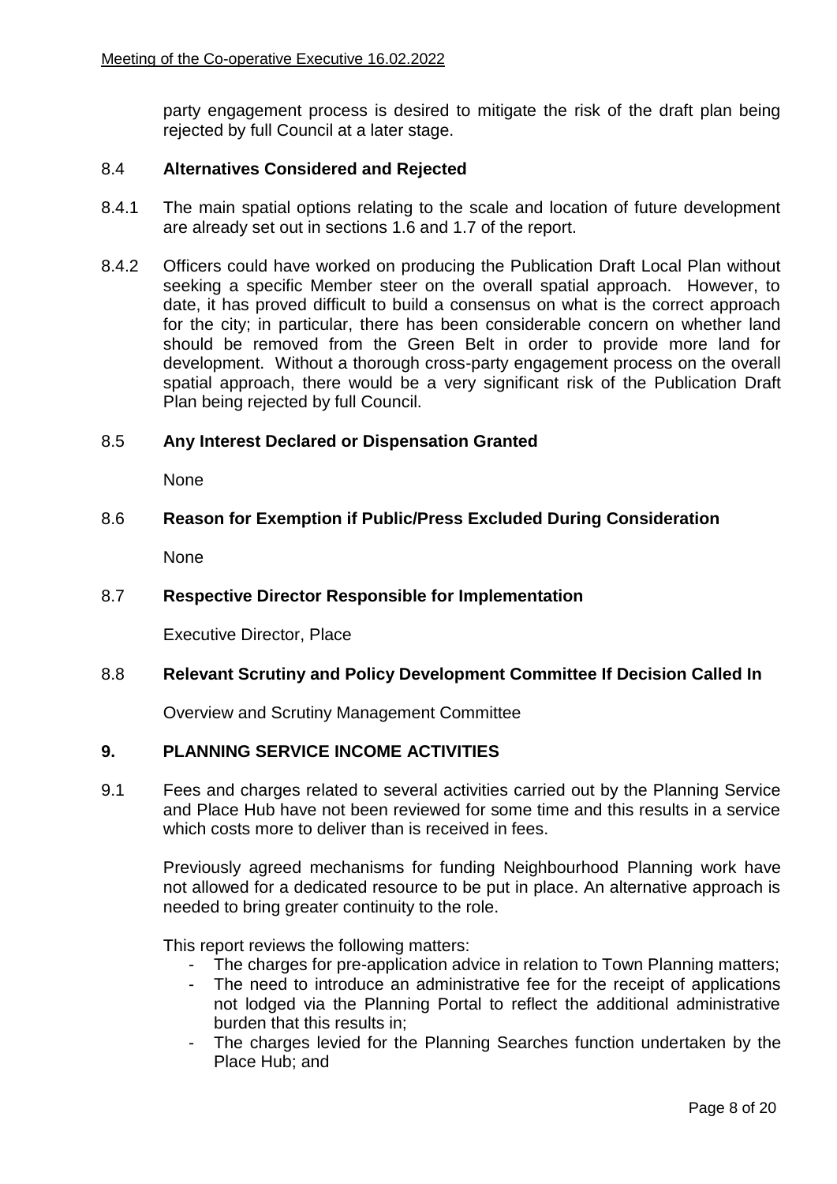party engagement process is desired to mitigate the risk of the draft plan being rejected by full Council at a later stage.

### 8.4 Alternatives Considered and Rejected

8.4.1 The main spatial options relating to the scale and location of future development are already set out in sections 1.6 and 1.7 of the report.

8.4.2 Officers could have worked on producing the Publication Draft Local Plan without seeking a specific Member steer on the overall spatial approach. However, to date, it has proved difficult to build a consensus on what is the correct approach for the city; in particular, there has been considerable concern on whether land should be removed from the Green Belt in order to provide more land for development. Without a thorough cross-party engagement process on the overall spatial approach, there would be a very significant risk of the Publication Draft Plan being rejected by full Council.

### 8.5 Any Interest Declared or Dispensation Granted

None

### 8.6 Reason for Exemption if Public/Press Excluded During Consideration

None

### 8.7 Respective Director Responsible for Implementation

Executive Director, Place

### 8.8 Relevant Scrutiny and Policy Development Committee If Decision Called In

Overview and Scrutiny Management Committee

## 9. PLANNING SERVICE INCOME ACTIVITIES

9.1 Fees and charges related to several activities carried out by the Planning Service and Place Hub have not been reviewed for some time and this results in a service which costs more to deliver than is received in fees.

Previously agreed mechanisms for funding Neighbourhood Planning work have not allowed for a dedicated resource to be put in place. An alternative approach is needed to bring greater continuity to the role.

This report reviews the following matters:

- The charges for pre-application advice in relation to Town Planning matters;
- The need to introduce an administrative fee for the receipt of applications not lodged via the Planning Portal to reflect the additional administrative burden that this results in;
- The charges levied for the Planning Searches function undertaken by the Place Hub; and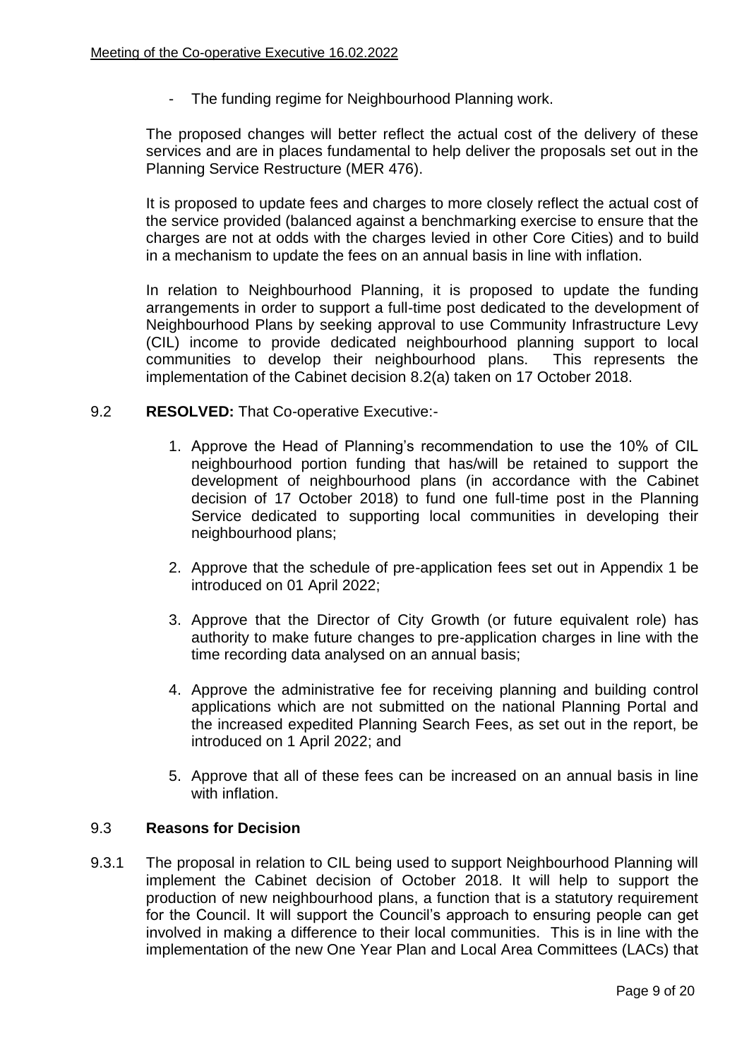- The funding regime for Neighbourhood Planning work.

The proposed changes will better reflect the actual cost of the delivery of these services and are in places fundamental to help deliver the proposals set out in the Planning Service Restructure (MER 476).

It is proposed to update fees and charges to more closely reflect the actual cost of the service provided (balanced against a benchmarking exercise to ensure that the charges are not at odds with the charges levied in other Core Cities) and to build in a mechanism to update the fees on an annual basis in line with inflation.

In relation to Neighbourhood Planning, it is proposed to update the funding arrangements in order to support a full-time post dedicated to the development of Neighbourhood Plans by seeking approval to use Community Infrastructure Levy (CIL) income to provide dedicated neighbourhood planning support to local communities to develop their neighbourhood plans. This represents the implementation of the Cabinet decision 8.2(a) taken on 17 October 2018.

9.2 **RESOLVED:** That Co-operative Executive:-

1. Approve the Head of Planning's recommendation to use the 10% of CIL neighbourhood portion funding that has/will be retained to support the development of neighbourhood plans (in accordance with the Cabinet decision of 17 October 2018) to fund one full-time post in the Planning Service dedicated to supporting local communities in developing their neighbourhood plans;
2. Approve that the schedule of pre-application fees set out in Appendix 1 be introduced on 01 April 2022;
3. Approve that the Director of City Growth (or future equivalent role) has authority to make future changes to pre-application charges in line with the time recording data analysed on an annual basis;
4. Approve the administrative fee for receiving planning and building control applications which are not submitted on the national Planning Portal and the increased expedited Planning Search Fees, as set out in the report, be introduced on 1 April 2022; and
5. Approve that all of these fees can be increased on an annual basis in line with inflation.

9.3 **Reasons for Decision**

9.3.1 The proposal in relation to CIL being used to support Neighbourhood Planning will implement the Cabinet decision of October 2018. It will help to support the production of new neighbourhood plans, a function that is a statutory requirement for the Council. It will support the Council's approach to ensuring people can get involved in making a difference to their local communities. This is in line with the implementation of the new One Year Plan and Local Area Committees (LACs) that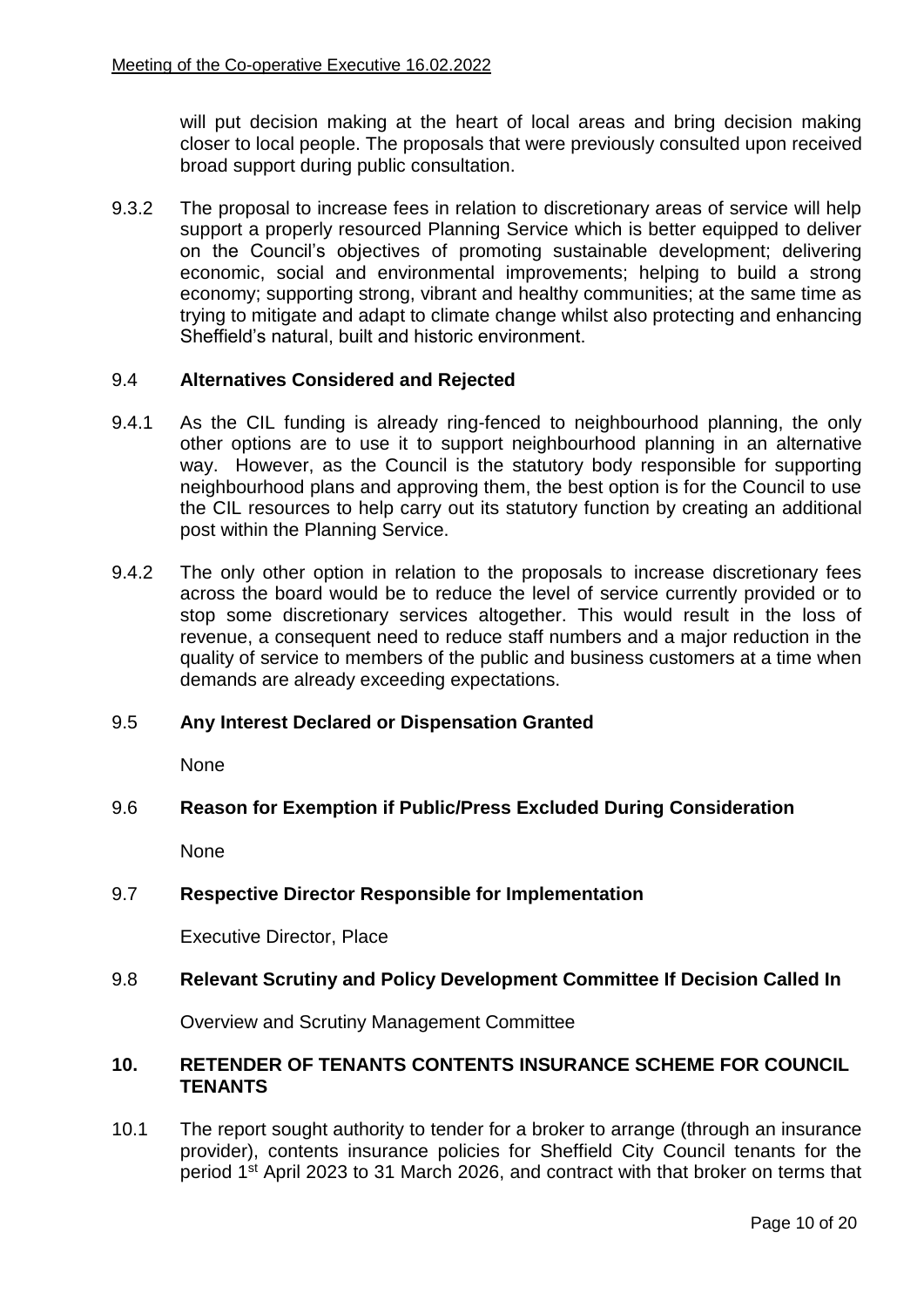will put decision making at the heart of local areas and bring decision making closer to local people. The proposals that were previously consulted upon received broad support during public consultation.

9.3.2 The proposal to increase fees in relation to discretionary areas of service will help support a properly resourced Planning Service which is better equipped to deliver on the Council's objectives of promoting sustainable development; delivering economic, social and environmental improvements; helping to build a strong economy; supporting strong, vibrant and healthy communities; at the same time as trying to mitigate and adapt to climate change whilst also protecting and enhancing Sheffield's natural, built and historic environment.

### 9.4 Alternatives Considered and Rejected

9.4.1 As the CIL funding is already ring-fenced to neighbourhood planning, the only other options are to use it to support neighbourhood planning in an alternative way. However, as the Council is the statutory body responsible for supporting neighbourhood plans and approving them, the best option is for the Council to use the CIL resources to help carry out its statutory function by creating an additional post within the Planning Service.

9.4.2 The only other option in relation to the proposals to increase discretionary fees across the board would be to reduce the level of service currently provided or to stop some discretionary services altogether. This would result in the loss of revenue, a consequent need to reduce staff numbers and a major reduction in the quality of service to members of the public and business customers at a time when demands are already exceeding expectations.

### 9.5 Any Interest Declared or Dispensation Granted

None

### 9.6 Reason for Exemption if Public/Press Excluded During Consideration

None

### 9.7 Respective Director Responsible for Implementation

Executive Director, Place

### 9.8 Relevant Scrutiny and Policy Development Committee If Decision Called In

Overview and Scrutiny Management Committee

## 10. RETENDER OF TENANTS CONTENTS INSURANCE SCHEME FOR COUNCIL TENANTS

10.1 The report sought authority to tender for a broker to arrange (through an insurance provider), contents insurance policies for Sheffield City Council tenants for the period 1st April 2023 to 31 March 2026, and contract with that broker on terms that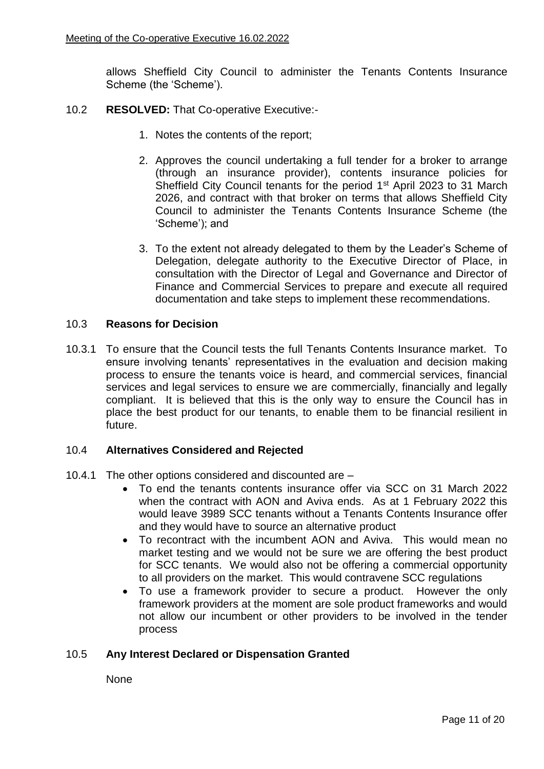allows Sheffield City Council to administer the Tenants Contents Insurance Scheme (the 'Scheme').

10.2 **RESOLVED:** That Co-operative Executive:-

1. Notes the contents of the report;

2. Approves the council undertaking a full tender for a broker to arrange (through an insurance provider), contents insurance policies for Sheffield City Council tenants for the period 1st April 2023 to 31 March 2026, and contract with that broker on terms that allows Sheffield City Council to administer the Tenants Contents Insurance Scheme (the 'Scheme'); and

3. To the extent not already delegated to them by the Leader's Scheme of Delegation, delegate authority to the Executive Director of Place, in consultation with the Director of Legal and Governance and Director of Finance and Commercial Services to prepare and execute all required documentation and take steps to implement these recommendations.

10.3 **Reasons for Decision**

10.3.1 To ensure that the Council tests the full Tenants Contents Insurance market. To ensure involving tenants' representatives in the evaluation and decision making process to ensure the tenants voice is heard, and commercial services, financial services and legal services to ensure we are commercially, financially and legally compliant. It is believed that this is the only way to ensure the Council has in place the best product for our tenants, to enable them to be financial resilient in future.

10.4 **Alternatives Considered and Rejected**

10.4.1 The other options considered and discounted are –

- To end the tenants contents insurance offer via SCC on 31 March 2022 when the contract with AON and Aviva ends. As at 1 February 2022 this would leave 3989 SCC tenants without a Tenants Contents Insurance offer and they would have to source an alternative product
- To recontract with the incumbent AON and Aviva. This would mean no market testing and we would not be sure we are offering the best product for SCC tenants. We would also not be offering a commercial opportunity to all providers on the market. This would contravene SCC regulations
- To use a framework provider to secure a product. However the only framework providers at the moment are sole product frameworks and would not allow our incumbent or other providers to be involved in the tender process

10.5 **Any Interest Declared or Dispensation Granted**

None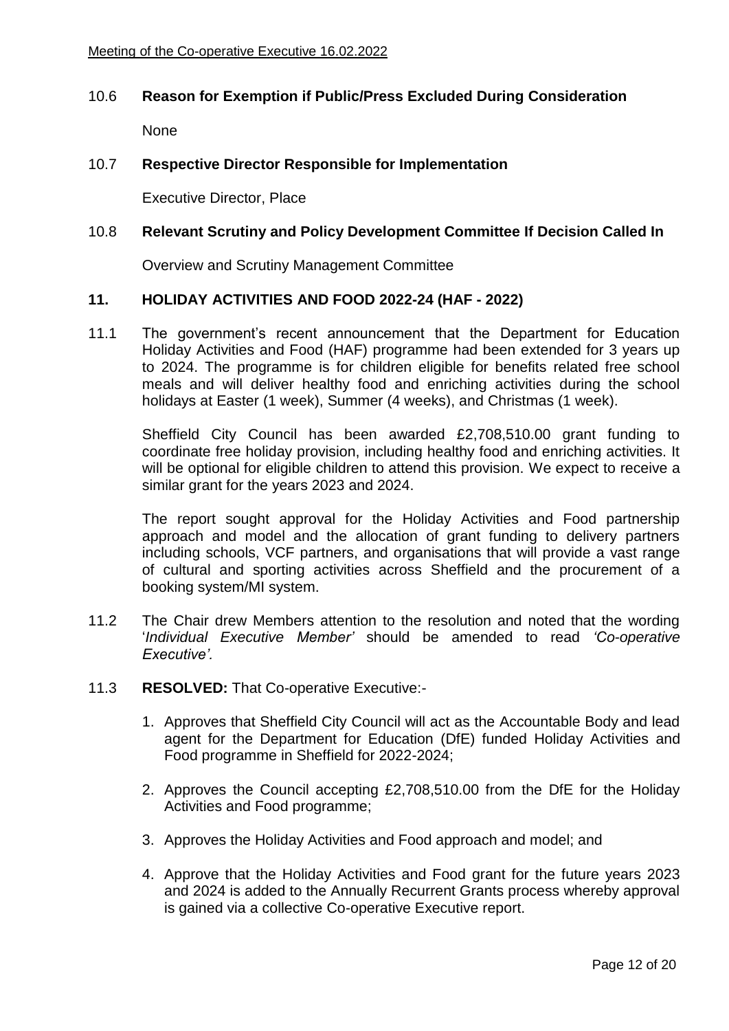### 10.6 Reason for Exemption if Public/Press Excluded During Consideration

None

### 10.7 Respective Director Responsible for Implementation

Executive Director, Place

### 10.8 Relevant Scrutiny and Policy Development Committee If Decision Called In

Overview and Scrutiny Management Committee

## 11. HOLIDAY ACTIVITIES AND FOOD 2022-24 (HAF - 2022)

11.1 The government's recent announcement that the Department for Education Holiday Activities and Food (HAF) programme had been extended for 3 years up to 2024. The programme is for children eligible for benefits related free school meals and will deliver healthy food and enriching activities during the school holidays at Easter (1 week), Summer (4 weeks), and Christmas (1 week).

Sheffield City Council has been awarded £2,708,510.00 grant funding to coordinate free holiday provision, including healthy food and enriching activities. It will be optional for eligible children to attend this provision. We expect to receive a similar grant for the years 2023 and 2024.

The report sought approval for the Holiday Activities and Food partnership approach and model and the allocation of grant funding to delivery partners including schools, VCF partners, and organisations that will provide a vast range of cultural and sporting activities across Sheffield and the procurement of a booking system/MI system.

11.2 The Chair drew Members attention to the resolution and noted that the wording '*Individual Executive Member'* should be amended to read *'Co-operative Executive'.*

11.3 **RESOLVED:** That Co-operative Executive:-

1. Approves that Sheffield City Council will act as the Accountable Body and lead agent for the Department for Education (DfE) funded Holiday Activities and Food programme in Sheffield for 2022-2024;

2. Approves the Council accepting £2,708,510.00 from the DfE for the Holiday Activities and Food programme;

3. Approves the Holiday Activities and Food approach and model; and

4. Approve that the Holiday Activities and Food grant for the future years 2023 and 2024 is added to the Annually Recurrent Grants process whereby approval is gained via a collective Co-operative Executive report.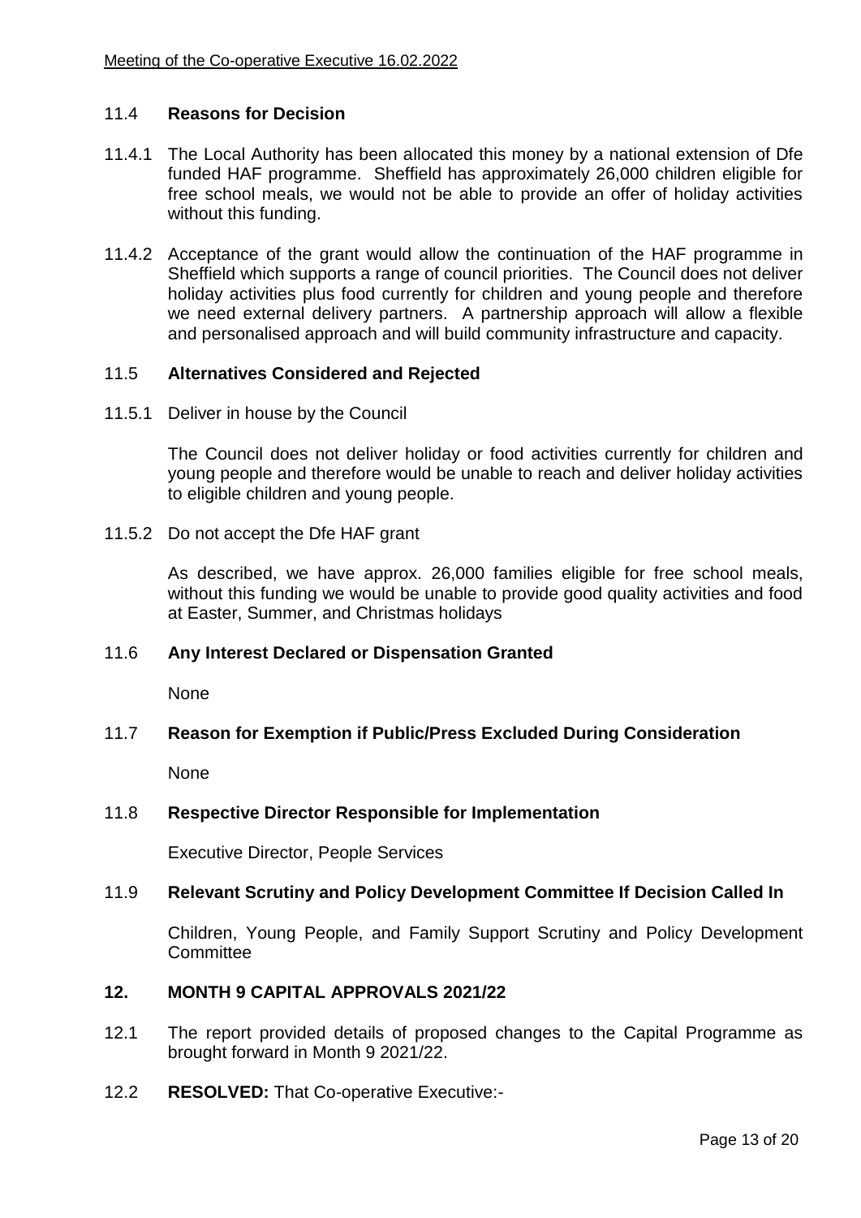### 11.4 Reasons for Decision

11.4.1 The Local Authority has been allocated this money by a national extension of Dfe funded HAF programme. Sheffield has approximately 26,000 children eligible for free school meals, we would not be able to provide an offer of holiday activities without this funding.

11.4.2 Acceptance of the grant would allow the continuation of the HAF programme in Sheffield which supports a range of council priorities. The Council does not deliver holiday activities plus food currently for children and young people and therefore we need external delivery partners. A partnership approach will allow a flexible and personalised approach and will build community infrastructure and capacity.

### 11.5 Alternatives Considered and Rejected

11.5.1 Deliver in house by the Council

The Council does not deliver holiday or food activities currently for children and young people and therefore would be unable to reach and deliver holiday activities to eligible children and young people.

11.5.2 Do not accept the Dfe HAF grant

As described, we have approx. 26,000 families eligible for free school meals, without this funding we would be unable to provide good quality activities and food at Easter, Summer, and Christmas holidays

### 11.6 Any Interest Declared or Dispensation Granted

None

### 11.7 Reason for Exemption if Public/Press Excluded During Consideration

None

### 11.8 Respective Director Responsible for Implementation

Executive Director, People Services

### 11.9 Relevant Scrutiny and Policy Development Committee If Decision Called In

Children, Young People, and Family Support Scrutiny and Policy Development Committee

## 12. MONTH 9 CAPITAL APPROVALS 2021/22

12.1 The report provided details of proposed changes to the Capital Programme as brought forward in Month 9 2021/22.

12.2 **RESOLVED:** That Co-operative Executive:-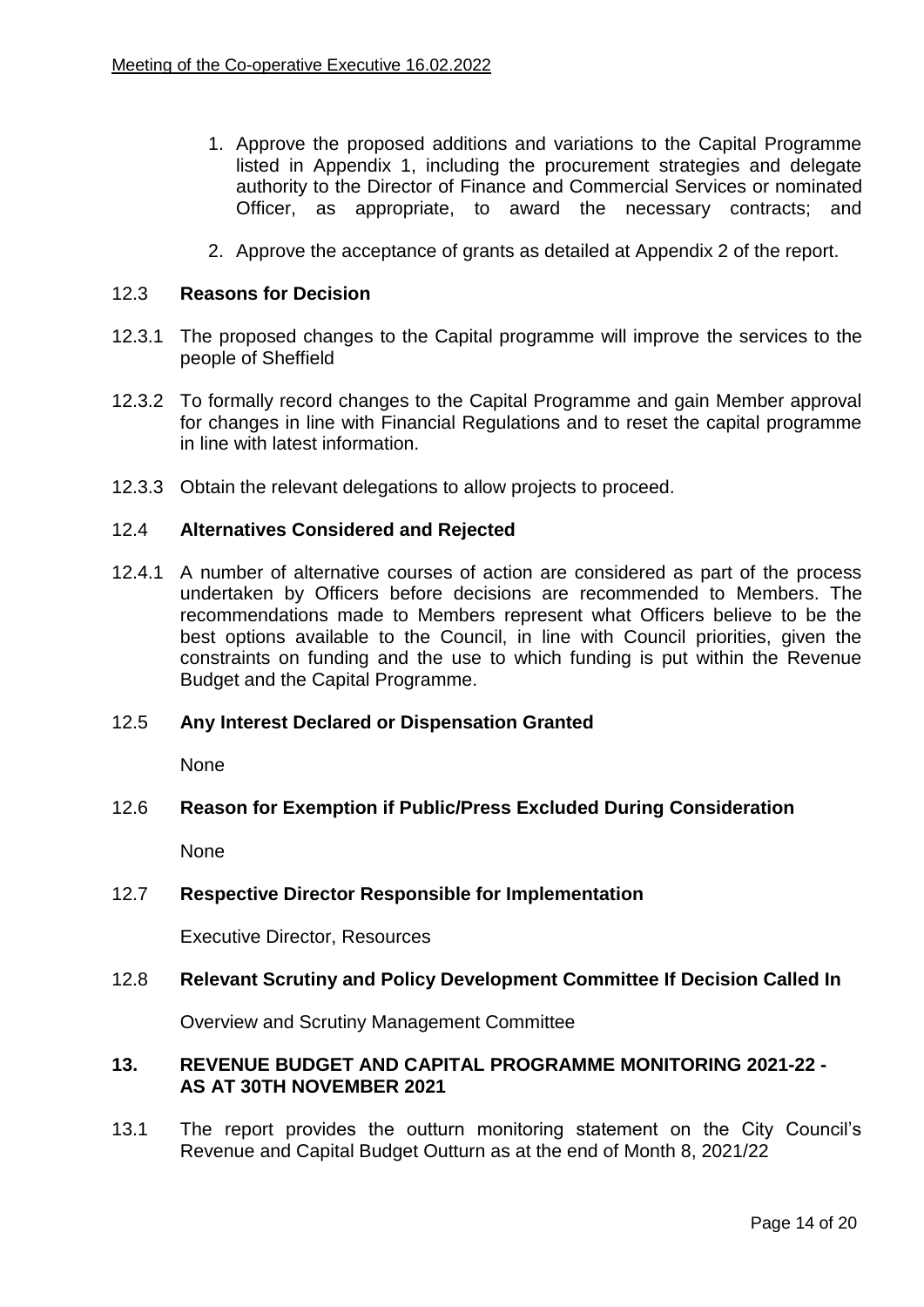1. Approve the proposed additions and variations to the Capital Programme listed in Appendix 1, including the procurement strategies and delegate authority to the Director of Finance and Commercial Services or nominated Officer, as appropriate, to award the necessary contracts; and

2. Approve the acceptance of grants as detailed at Appendix 2 of the report.

12.3 **Reasons for Decision**

12.3.1 The proposed changes to the Capital programme will improve the services to the people of Sheffield

12.3.2 To formally record changes to the Capital Programme and gain Member approval for changes in line with Financial Regulations and to reset the capital programme in line with latest information.

12.3.3 Obtain the relevant delegations to allow projects to proceed.

12.4 **Alternatives Considered and Rejected**

12.4.1 A number of alternative courses of action are considered as part of the process undertaken by Officers before decisions are recommended to Members. The recommendations made to Members represent what Officers believe to be the best options available to the Council, in line with Council priorities, given the constraints on funding and the use to which funding is put within the Revenue Budget and the Capital Programme.

12.5 **Any Interest Declared or Dispensation Granted**

None

12.6 **Reason for Exemption if Public/Press Excluded During Consideration**

None

12.7 **Respective Director Responsible for Implementation**

Executive Director, Resources

12.8 **Relevant Scrutiny and Policy Development Committee If Decision Called In**

Overview and Scrutiny Management Committee

## 13. REVENUE BUDGET AND CAPITAL PROGRAMME MONITORING 2021-22 - AS AT 30TH NOVEMBER 2021

13.1 The report provides the outturn monitoring statement on the City Council's Revenue and Capital Budget Outturn as at the end of Month 8, 2021/22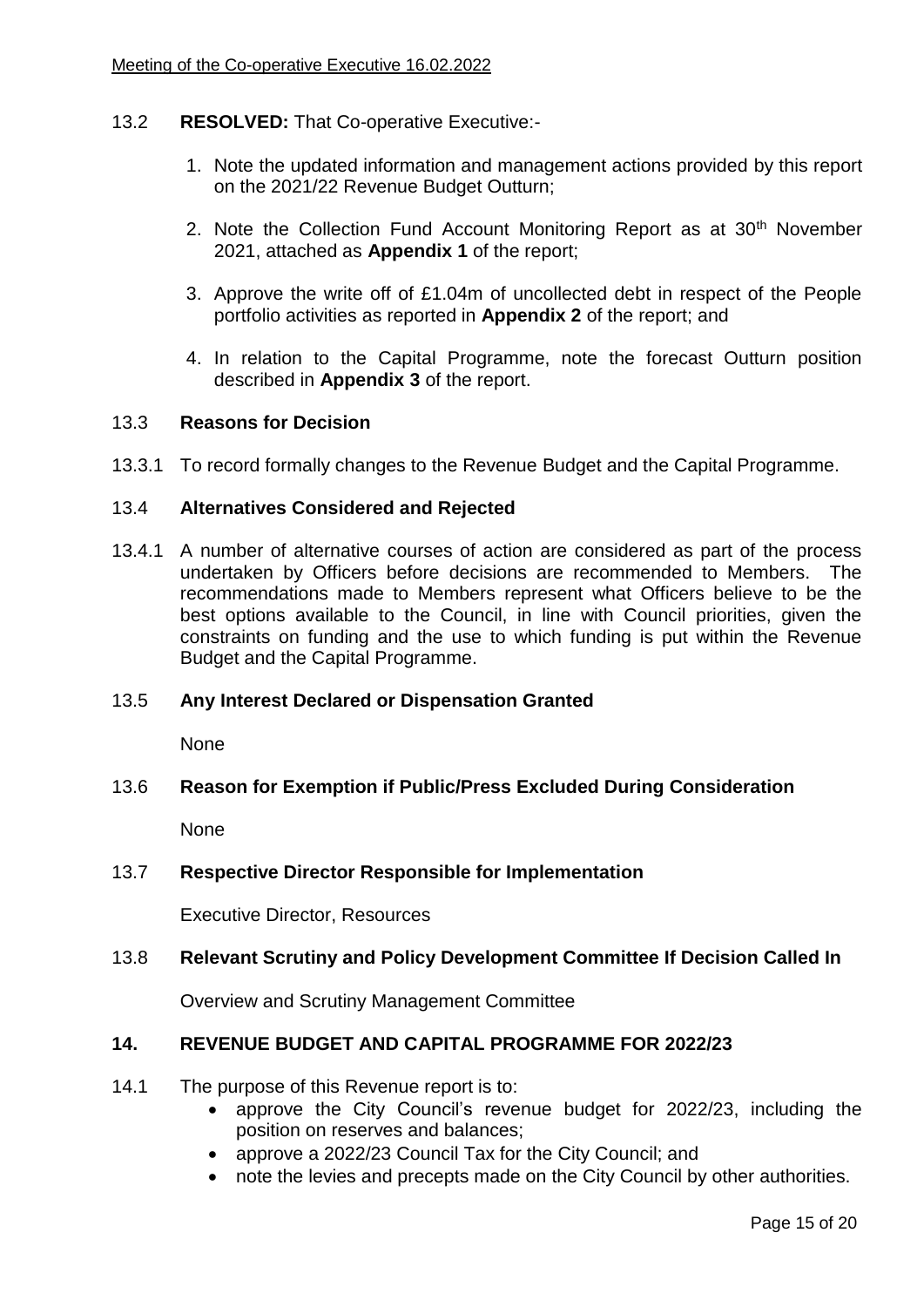13.2 **RESOLVED:** That Co-operative Executive:-

1. Note the updated information and management actions provided by this report on the 2021/22 Revenue Budget Outturn;
2. Note the Collection Fund Account Monitoring Report as at 30th November 2021, attached as **Appendix 1** of the report;
3. Approve the write off of £1.04m of uncollected debt in respect of the People portfolio activities as reported in **Appendix 2** of the report; and
4. In relation to the Capital Programme, note the forecast Outturn position described in **Appendix 3** of the report.

13.3 **Reasons for Decision**

13.3.1 To record formally changes to the Revenue Budget and the Capital Programme.

13.4 **Alternatives Considered and Rejected**

13.4.1 A number of alternative courses of action are considered as part of the process undertaken by Officers before decisions are recommended to Members. The recommendations made to Members represent what Officers believe to be the best options available to the Council, in line with Council priorities, given the constraints on funding and the use to which funding is put within the Revenue Budget and the Capital Programme.

13.5 **Any Interest Declared or Dispensation Granted**

None

13.6 **Reason for Exemption if Public/Press Excluded During Consideration**

None

13.7 **Respective Director Responsible for Implementation**

Executive Director, Resources

13.8 **Relevant Scrutiny and Policy Development Committee If Decision Called In**

Overview and Scrutiny Management Committee

## 14. REVENUE BUDGET AND CAPITAL PROGRAMME FOR 2022/23

14.1 The purpose of this Revenue report is to:

- approve the City Council's revenue budget for 2022/23, including the position on reserves and balances;
- approve a 2022/23 Council Tax for the City Council; and
- note the levies and precepts made on the City Council by other authorities.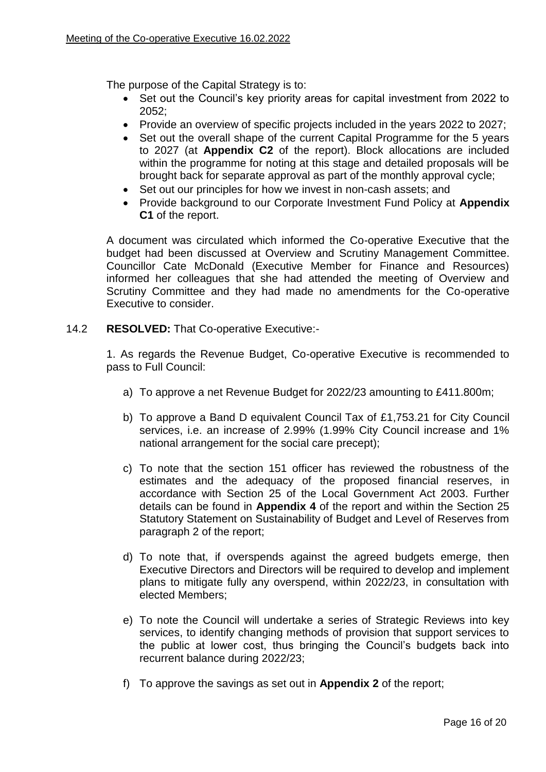The purpose of the Capital Strategy is to:

- Set out the Council's key priority areas for capital investment from 2022 to 2052;
- Provide an overview of specific projects included in the years 2022 to 2027;
- Set out the overall shape of the current Capital Programme for the 5 years to 2027 (at **Appendix C2** of the report). Block allocations are included within the programme for noting at this stage and detailed proposals will be brought back for separate approval as part of the monthly approval cycle;
- Set out our principles for how we invest in non-cash assets; and
- Provide background to our Corporate Investment Fund Policy at **Appendix C1** of the report.

A document was circulated which informed the Co-operative Executive that the budget had been discussed at Overview and Scrutiny Management Committee. Councillor Cate McDonald (Executive Member for Finance and Resources) informed her colleagues that she had attended the meeting of Overview and Scrutiny Committee and they had made no amendments for the Co-operative Executive to consider.

14.2 **RESOLVED:** That Co-operative Executive:-

1. As regards the Revenue Budget, Co-operative Executive is recommended to pass to Full Council:

a) To approve a net Revenue Budget for 2022/23 amounting to £411.800m;

b) To approve a Band D equivalent Council Tax of £1,753.21 for City Council services, i.e. an increase of 2.99% (1.99% City Council increase and 1% national arrangement for the social care precept);

c) To note that the section 151 officer has reviewed the robustness of the estimates and the adequacy of the proposed financial reserves, in accordance with Section 25 of the Local Government Act 2003. Further details can be found in **Appendix 4** of the report and within the Section 25 Statutory Statement on Sustainability of Budget and Level of Reserves from paragraph 2 of the report;

d) To note that, if overspends against the agreed budgets emerge, then Executive Directors and Directors will be required to develop and implement plans to mitigate fully any overspend, within 2022/23, in consultation with elected Members;

e) To note the Council will undertake a series of Strategic Reviews into key services, to identify changing methods of provision that support services to the public at lower cost, thus bringing the Council's budgets back into recurrent balance during 2022/23;

f) To approve the savings as set out in **Appendix 2** of the report;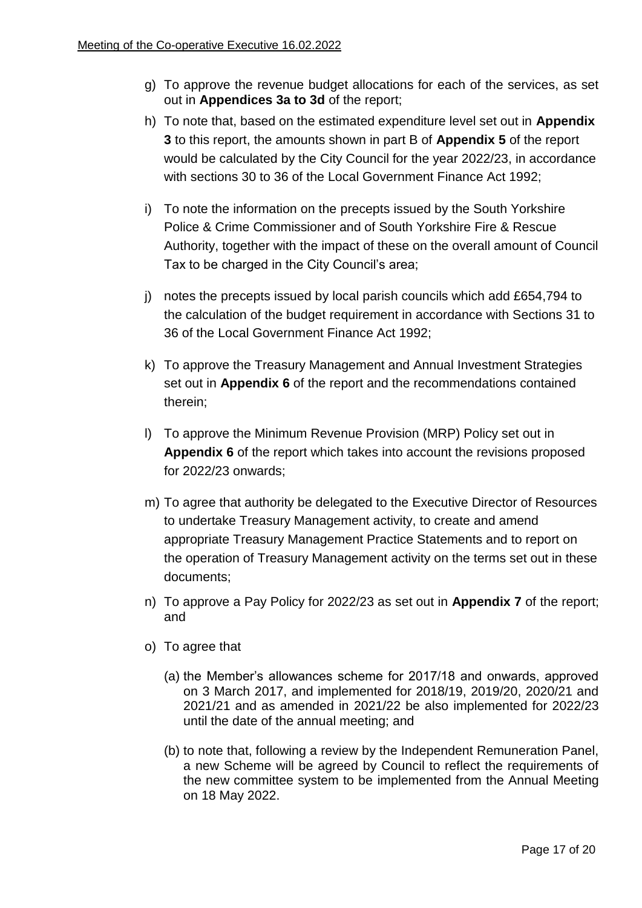g) To approve the revenue budget allocations for each of the services, as set out in **Appendices 3a to 3d** of the report;

h) To note that, based on the estimated expenditure level set out in **Appendix 3** to this report, the amounts shown in part B of **Appendix 5** of the report would be calculated by the City Council for the year 2022/23, in accordance with sections 30 to 36 of the Local Government Finance Act 1992;

i) To note the information on the precepts issued by the South Yorkshire Police & Crime Commissioner and of South Yorkshire Fire & Rescue Authority, together with the impact of these on the overall amount of Council Tax to be charged in the City Council's area;

j) notes the precepts issued by local parish councils which add £654,794 to the calculation of the budget requirement in accordance with Sections 31 to 36 of the Local Government Finance Act 1992;

k) To approve the Treasury Management and Annual Investment Strategies set out in **Appendix 6** of the report and the recommendations contained therein;

l) To approve the Minimum Revenue Provision (MRP) Policy set out in **Appendix 6** of the report which takes into account the revisions proposed for 2022/23 onwards;

m) To agree that authority be delegated to the Executive Director of Resources to undertake Treasury Management activity, to create and amend appropriate Treasury Management Practice Statements and to report on the operation of Treasury Management activity on the terms set out in these documents;

n) To approve a Pay Policy for 2022/23 as set out in **Appendix 7** of the report; and

o) To agree that

   (a) the Member's allowances scheme for 2017/18 and onwards, approved on 3 March 2017, and implemented for 2018/19, 2019/20, 2020/21 and 2021/21 and as amended in 2021/22 be also implemented for 2022/23 until the date of the annual meeting; and

   (b) to note that, following a review by the Independent Remuneration Panel, a new Scheme will be agreed by Council to reflect the requirements of the new committee system to be implemented from the Annual Meeting on 18 May 2022.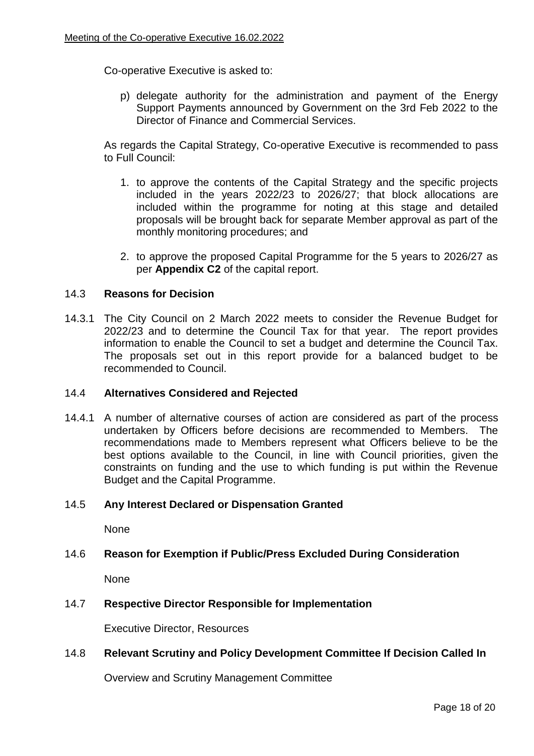Co-operative Executive is asked to:

p) delegate authority for the administration and payment of the Energy Support Payments announced by Government on the 3rd Feb 2022 to the Director of Finance and Commercial Services.

As regards the Capital Strategy, Co-operative Executive is recommended to pass to Full Council:

1. to approve the contents of the Capital Strategy and the specific projects included in the years 2022/23 to 2026/27; that block allocations are included within the programme for noting at this stage and detailed proposals will be brought back for separate Member approval as part of the monthly monitoring procedures; and

2. to approve the proposed Capital Programme for the 5 years to 2026/27 as per **Appendix C2** of the capital report.

### 14.3 Reasons for Decision

14.3.1 The City Council on 2 March 2022 meets to consider the Revenue Budget for 2022/23 and to determine the Council Tax for that year. The report provides information to enable the Council to set a budget and determine the Council Tax. The proposals set out in this report provide for a balanced budget to be recommended to Council.

### 14.4 Alternatives Considered and Rejected

14.4.1 A number of alternative courses of action are considered as part of the process undertaken by Officers before decisions are recommended to Members. The recommendations made to Members represent what Officers believe to be the best options available to the Council, in line with Council priorities, given the constraints on funding and the use to which funding is put within the Revenue Budget and the Capital Programme.

### 14.5 Any Interest Declared or Dispensation Granted

None

### 14.6 Reason for Exemption if Public/Press Excluded During Consideration

None

### 14.7 Respective Director Responsible for Implementation

Executive Director, Resources

### 14.8 Relevant Scrutiny and Policy Development Committee If Decision Called In

Overview and Scrutiny Management Committee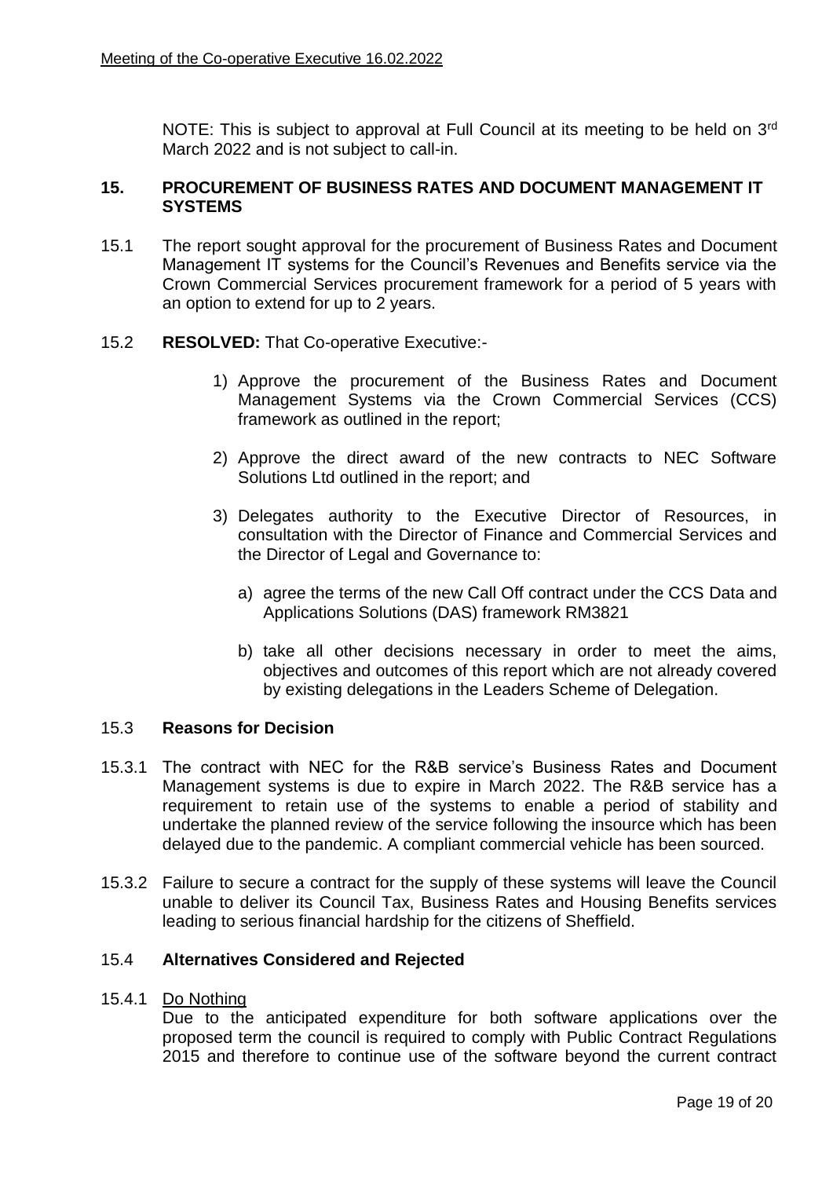NOTE: This is subject to approval at Full Council at its meeting to be held on 3rd March 2022 and is not subject to call-in.

## 15. PROCUREMENT OF BUSINESS RATES AND DOCUMENT MANAGEMENT IT SYSTEMS

15.1 The report sought approval for the procurement of Business Rates and Document Management IT systems for the Council's Revenues and Benefits service via the Crown Commercial Services procurement framework for a period of 5 years with an option to extend for up to 2 years.

15.2 **RESOLVED:** That Co-operative Executive:-

1) Approve the procurement of the Business Rates and Document Management Systems via the Crown Commercial Services (CCS) framework as outlined in the report;

2) Approve the direct award of the new contracts to NEC Software Solutions Ltd outlined in the report; and

3) Delegates authority to the Executive Director of Resources, in consultation with the Director of Finance and Commercial Services and the Director of Legal and Governance to:

   a) agree the terms of the new Call Off contract under the CCS Data and Applications Solutions (DAS) framework RM3821

   b) take all other decisions necessary in order to meet the aims, objectives and outcomes of this report which are not already covered by existing delegations in the Leaders Scheme of Delegation.

### 15.3 Reasons for Decision

15.3.1 The contract with NEC for the R&B service's Business Rates and Document Management systems is due to expire in March 2022. The R&B service has a requirement to retain use of the systems to enable a period of stability and undertake the planned review of the service following the insource which has been delayed due to the pandemic. A compliant commercial vehicle has been sourced.

15.3.2 Failure to secure a contract for the supply of these systems will leave the Council unable to deliver its Council Tax, Business Rates and Housing Benefits services leading to serious financial hardship for the citizens of Sheffield.

### 15.4 Alternatives Considered and Rejected

15.4.1 <u>Do Nothing</u>
Due to the anticipated expenditure for both software applications over the proposed term the council is required to comply with Public Contract Regulations 2015 and therefore to continue use of the software beyond the current contract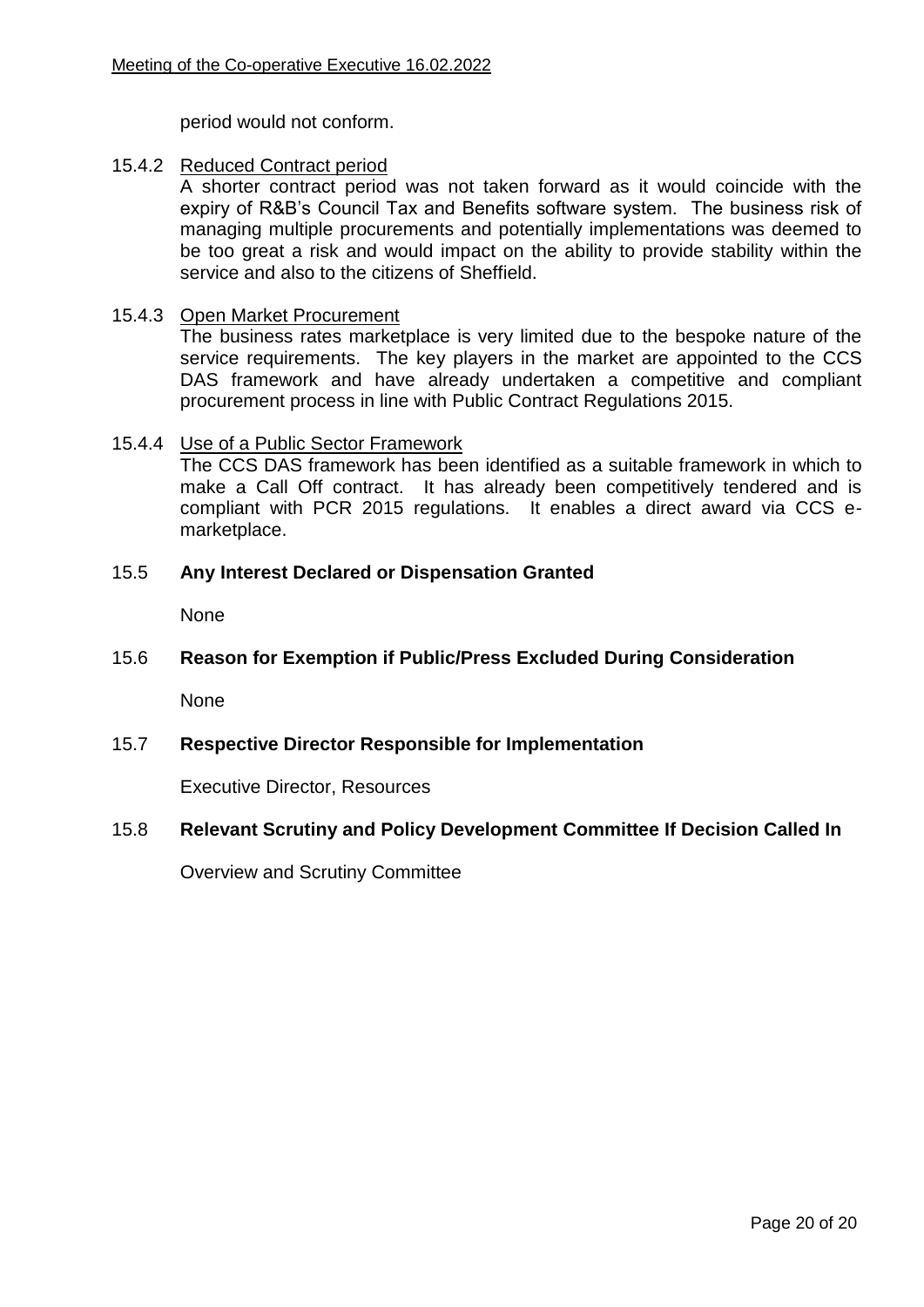period would not conform.

15.4.2 Reduced Contract period

A shorter contract period was not taken forward as it would coincide with the expiry of R&B's Council Tax and Benefits software system. The business risk of managing multiple procurements and potentially implementations was deemed to be too great a risk and would impact on the ability to provide stability within the service and also to the citizens of Sheffield.

15.4.3 Open Market Procurement

The business rates marketplace is very limited due to the bespoke nature of the service requirements. The key players in the market are appointed to the CCS DAS framework and have already undertaken a competitive and compliant procurement process in line with Public Contract Regulations 2015.

15.4.4 Use of a Public Sector Framework

The CCS DAS framework has been identified as a suitable framework in which to make a Call Off contract. It has already been competitively tendered and is compliant with PCR 2015 regulations. It enables a direct award via CCS e-marketplace.

### 15.5 Any Interest Declared or Dispensation Granted

None

### 15.6 Reason for Exemption if Public/Press Excluded During Consideration

None

### 15.7 Respective Director Responsible for Implementation

Executive Director, Resources

### 15.8 Relevant Scrutiny and Policy Development Committee If Decision Called In

Overview and Scrutiny Committee